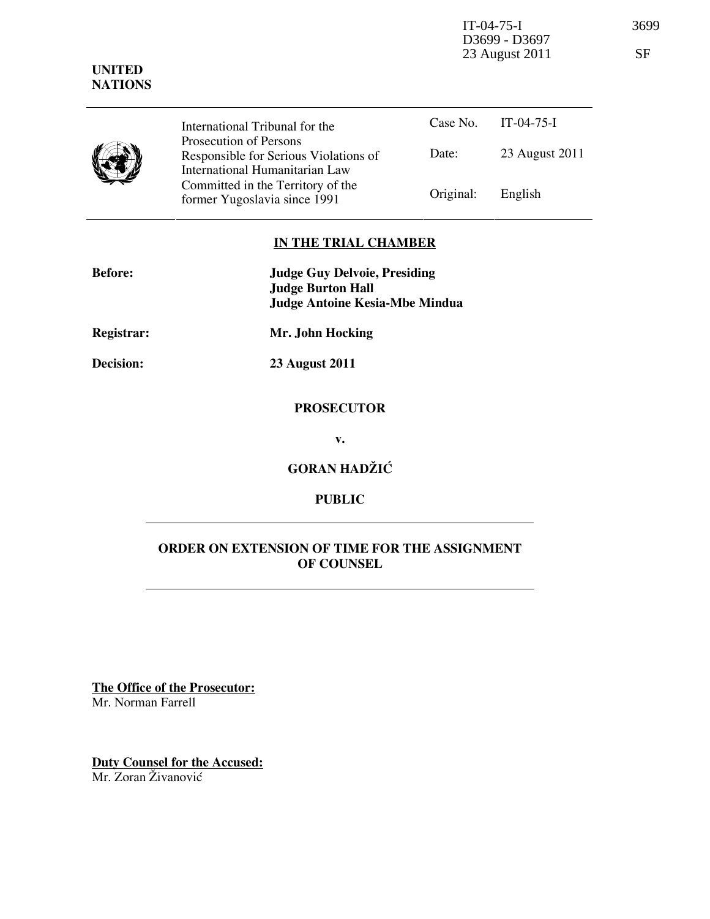IT-04-75-I 3699
D3699 - D3697
23 August 2011 SF

**UNITED NATIONS**

| International Tribunal for the Prosecution of Persons Responsible for Serious Violations of International Humanitarian Law Committed in the Territory of the former Yugoslavia since 1991 | Case No. | IT-04-75-I |
| --- | --- | --- |
| | Date: | 23 August 2011 |
| | Original: | English |

**IN THE TRIAL CHAMBER**

| | |
| --- | --- |
| **Before:** | **Judge Guy Delvoie, Presiding**<br>**Judge Burton Hall**<br>**Judge Antoine Kesia-Mbe Mindua** |
| **Registrar:** | **Mr. John Hocking** |
| **Decision:** | **23 August 2011** |

**PROSECUTOR**

**v.**

**GORAN HADŽIĆ**

**PUBLIC**

## ORDER ON EXTENSION OF TIME FOR THE ASSIGNMENT OF COUNSEL

**The Office of the Prosecutor:**
Mr. Norman Farrell

**Duty Counsel for the Accused:**
Mr. Zoran Živanović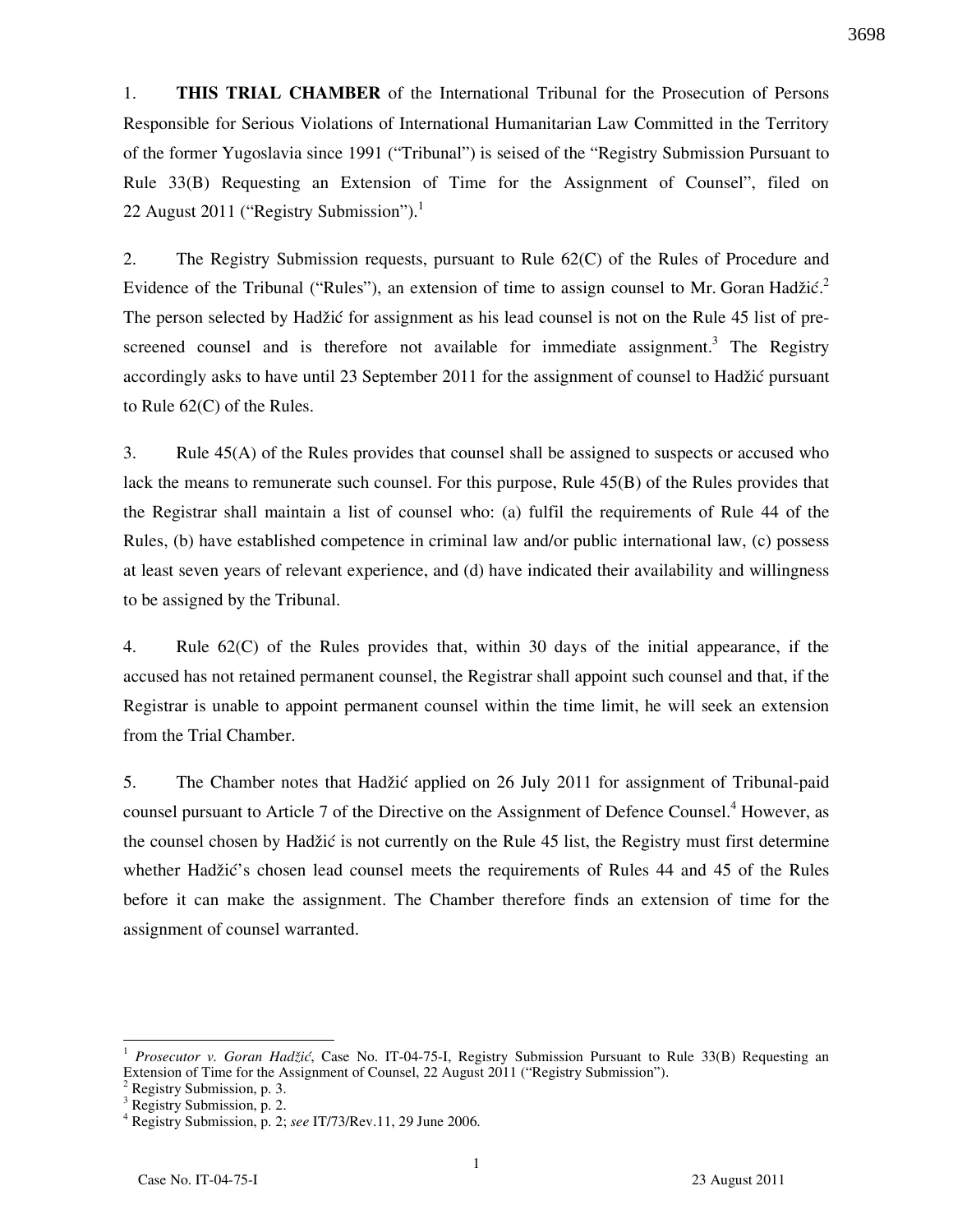1. **THIS TRIAL CHAMBER** of the International Tribunal for the Prosecution of Persons Responsible for Serious Violations of International Humanitarian Law Committed in the Territory of the former Yugoslavia since 1991 ("Tribunal") is seised of the "Registry Submission Pursuant to Rule 33(B) Requesting an Extension of Time for the Assignment of Counsel", filed on 22 August 2011 ("Registry Submission").[1]

2. The Registry Submission requests, pursuant to Rule 62(C) of the Rules of Procedure and Evidence of the Tribunal ("Rules"), an extension of time to assign counsel to Mr. Goran Hadžić.[2] The person selected by Hadžić for assignment as his lead counsel is not on the Rule 45 list of pre-screened counsel and is therefore not available for immediate assignment.[3] The Registry accordingly asks to have until 23 September 2011 for the assignment of counsel to Hadžić pursuant to Rule 62(C) of the Rules.

3. Rule 45(A) of the Rules provides that counsel shall be assigned to suspects or accused who lack the means to remunerate such counsel. For this purpose, Rule 45(B) of the Rules provides that the Registrar shall maintain a list of counsel who: (a) fulfil the requirements of Rule 44 of the Rules, (b) have established competence in criminal law and/or public international law, (c) possess at least seven years of relevant experience, and (d) have indicated their availability and willingness to be assigned by the Tribunal.

4. Rule 62(C) of the Rules provides that, within 30 days of the initial appearance, if the accused has not retained permanent counsel, the Registrar shall appoint such counsel and that, if the Registrar is unable to appoint permanent counsel within the time limit, he will seek an extension from the Trial Chamber.

5. The Chamber notes that Hadžić applied on 26 July 2011 for assignment of Tribunal-paid counsel pursuant to Article 7 of the Directive on the Assignment of Defence Counsel.[4] However, as the counsel chosen by Hadžić is not currently on the Rule 45 list, the Registry must first determine whether Hadžić's chosen lead counsel meets the requirements of Rules 44 and 45 of the Rules before it can make the assignment. The Chamber therefore finds an extension of time for the assignment of counsel warranted.

---

[1] *Prosecutor v. Goran Hadžić*, Case No. IT-04-75-I, Registry Submission Pursuant to Rule 33(B) Requesting an Extension of Time for the Assignment of Counsel, 22 August 2011 ("Registry Submission").

[2] Registry Submission, p. 3.

[3] Registry Submission, p. 2.

[4] Registry Submission, p. 2; *see* IT/73/Rev.11, 29 June 2006.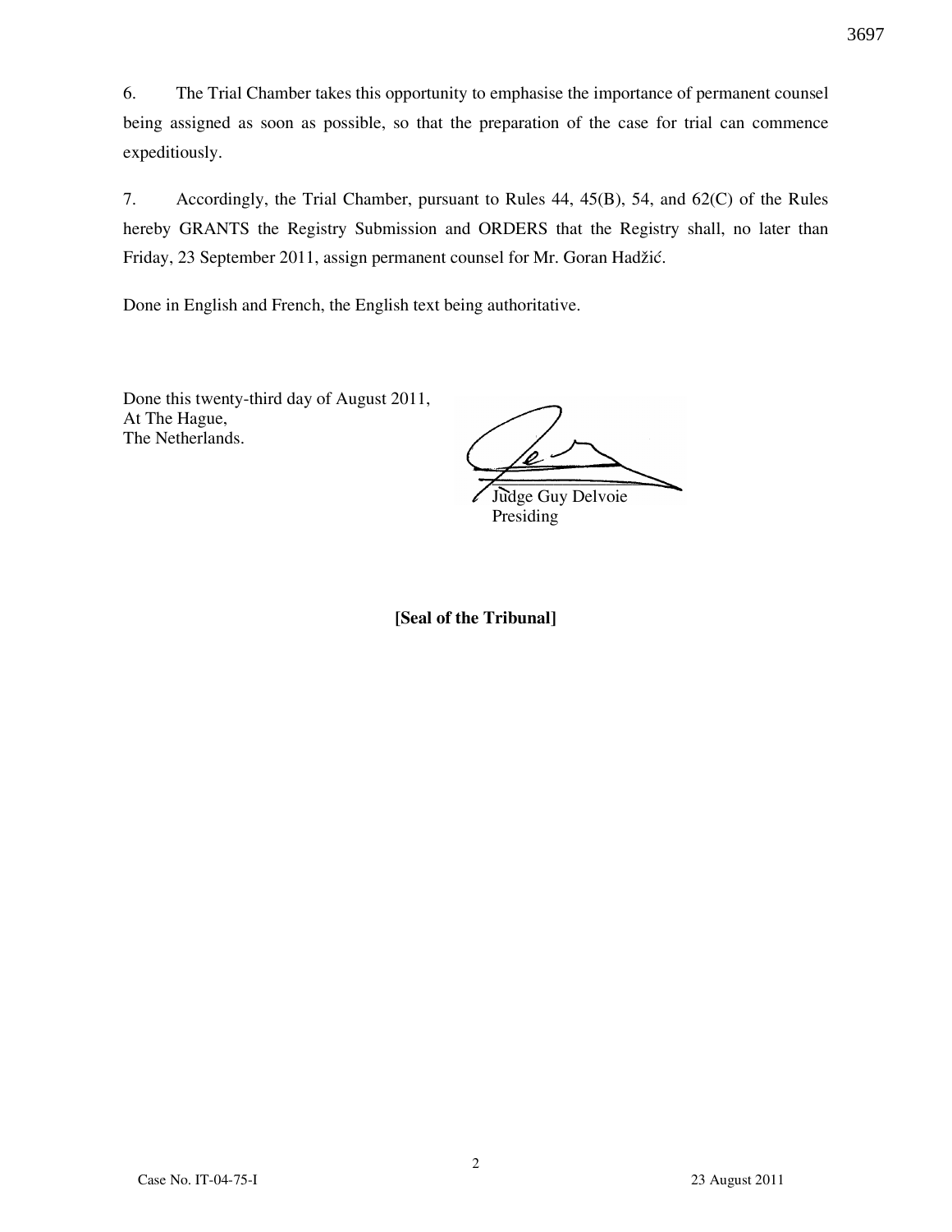6. The Trial Chamber takes this opportunity to emphasise the importance of permanent counsel being assigned as soon as possible, so that the preparation of the case for trial can commence expeditiously.

7. Accordingly, the Trial Chamber, pursuant to Rules 44, 45(B), 54, and 62(C) of the Rules hereby GRANTS the Registry Submission and ORDERS that the Registry shall, no later than Friday, 23 September 2011, assign permanent counsel for Mr. Goran Hadžić.

Done in English and French, the English text being authoritative.

Done this twenty-third day of August 2011,
At The Hague,
The Netherlands.

Judge Guy Delvoie
Presiding

**[Seal of the Tribunal]**